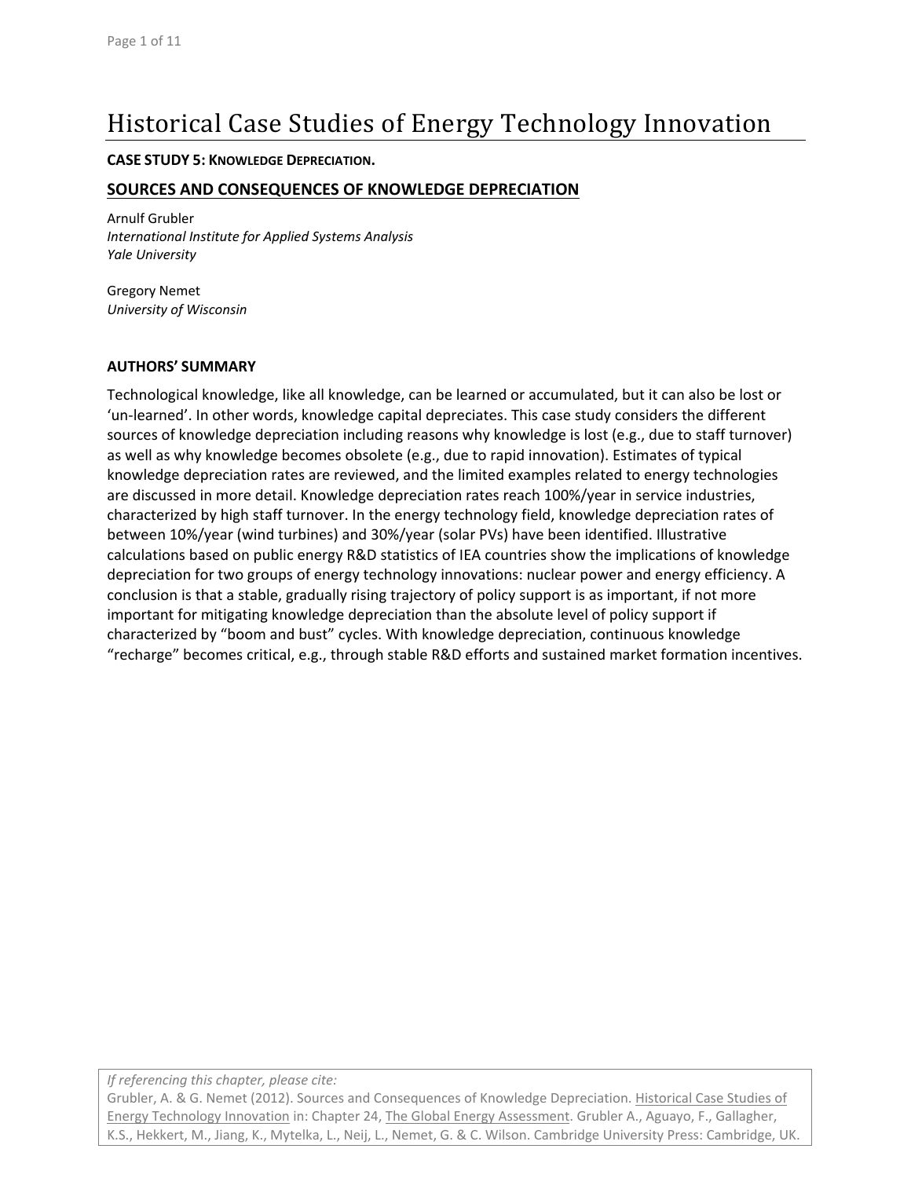# Historical Case Studies of Energy Technology Innovation

**CASE STUDY 5: KNOWLEDGE DEPRECIATION.**

## SOURCES AND CONSEQUENCES OF KNOWLEDGE DEPRECIATION

Arnulf Grubler
*International Institute for Applied Systems Analysis*
*Yale University*

Gregory Nemet
*University of Wisconsin*

### AUTHORS' SUMMARY

Technological knowledge, like all knowledge, can be learned or accumulated, but it can also be lost or 'un-learned'. In other words, knowledge capital depreciates. This case study considers the different sources of knowledge depreciation including reasons why knowledge is lost (e.g., due to staff turnover) as well as why knowledge becomes obsolete (e.g., due to rapid innovation). Estimates of typical knowledge depreciation rates are reviewed, and the limited examples related to energy technologies are discussed in more detail. Knowledge depreciation rates reach 100%/year in service industries, characterized by high staff turnover. In the energy technology field, knowledge depreciation rates of between 10%/year (wind turbines) and 30%/year (solar PVs) have been identified. Illustrative calculations based on public energy R&D statistics of IEA countries show the implications of knowledge depreciation for two groups of energy technology innovations: nuclear power and energy efficiency. A conclusion is that a stable, gradually rising trajectory of policy support is as important, if not more important for mitigating knowledge depreciation than the absolute level of policy support if characterized by "boom and bust" cycles. With knowledge depreciation, continuous knowledge "recharge" becomes critical, e.g., through stable R&D efforts and sustained market formation incentives.

*If referencing this chapter, please cite:*
Grubler, A. & G. Nemet (2012). Sources and Consequences of Knowledge Depreciation. Historical Case Studies of Energy Technology Innovation in: Chapter 24, The Global Energy Assessment. Grubler A., Aguayo, F., Gallagher, K.S., Hekkert, M., Jiang, K., Mytelka, L., Neij, L., Nemet, G. & C. Wilson. Cambridge University Press: Cambridge, UK.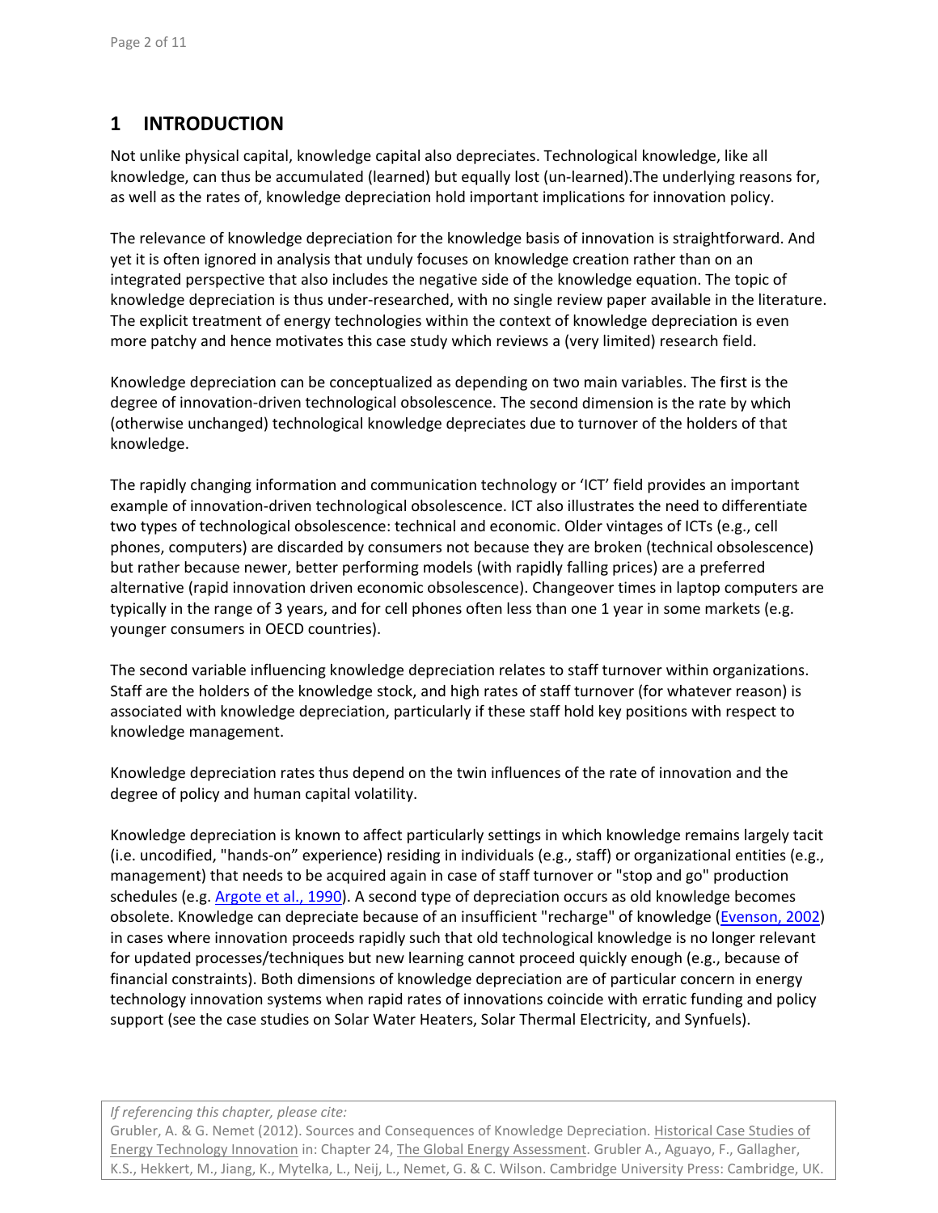# 1 INTRODUCTION

Not unlike physical capital, knowledge capital also depreciates. Technological knowledge, like all knowledge, can thus be accumulated (learned) but equally lost (un-learned).The underlying reasons for, as well as the rates of, knowledge depreciation hold important implications for innovation policy.

The relevance of knowledge depreciation for the knowledge basis of innovation is straightforward. And yet it is often ignored in analysis that unduly focuses on knowledge creation rather than on an integrated perspective that also includes the negative side of the knowledge equation. The topic of knowledge depreciation is thus under-researched, with no single review paper available in the literature. The explicit treatment of energy technologies within the context of knowledge depreciation is even more patchy and hence motivates this case study which reviews a (very limited) research field.

Knowledge depreciation can be conceptualized as depending on two main variables. The first is the degree of innovation-driven technological obsolescence. The second dimension is the rate by which (otherwise unchanged) technological knowledge depreciates due to turnover of the holders of that knowledge.

The rapidly changing information and communication technology or 'ICT' field provides an important example of innovation-driven technological obsolescence. ICT also illustrates the need to differentiate two types of technological obsolescence: technical and economic. Older vintages of ICTs (e.g., cell phones, computers) are discarded by consumers not because they are broken (technical obsolescence) but rather because newer, better performing models (with rapidly falling prices) are a preferred alternative (rapid innovation driven economic obsolescence). Changeover times in laptop computers are typically in the range of 3 years, and for cell phones often less than one 1 year in some markets (e.g. younger consumers in OECD countries).

The second variable influencing knowledge depreciation relates to staff turnover within organizations. Staff are the holders of the knowledge stock, and high rates of staff turnover (for whatever reason) is associated with knowledge depreciation, particularly if these staff hold key positions with respect to knowledge management.

Knowledge depreciation rates thus depend on the twin influences of the rate of innovation and the degree of policy and human capital volatility.

Knowledge depreciation is known to affect particularly settings in which knowledge remains largely tacit (i.e. uncodified, "hands-on" experience) residing in individuals (e.g., staff) or organizational entities (e.g., management) that needs to be acquired again in case of staff turnover or "stop and go" production schedules (e.g. Argote et al., 1990). A second type of depreciation occurs as old knowledge becomes obsolete. Knowledge can depreciate because of an insufficient "recharge" of knowledge (Evenson, 2002) in cases where innovation proceeds rapidly such that old technological knowledge is no longer relevant for updated processes/techniques but new learning cannot proceed quickly enough (e.g., because of financial constraints). Both dimensions of knowledge depreciation are of particular concern in energy technology innovation systems when rapid rates of innovations coincide with erratic funding and policy support (see the case studies on Solar Water Heaters, Solar Thermal Electricity, and Synfuels).

*If referencing this chapter, please cite:*
Grubler, A. & G. Nemet (2012). Sources and Consequences of Knowledge Depreciation. Historical Case Studies of Energy Technology Innovation in: Chapter 24, The Global Energy Assessment. Grubler A., Aguayo, F., Gallagher, K.S., Hekkert, M., Jiang, K., Mytelka, L., Neij, L., Nemet, G. & C. Wilson. Cambridge University Press: Cambridge, UK.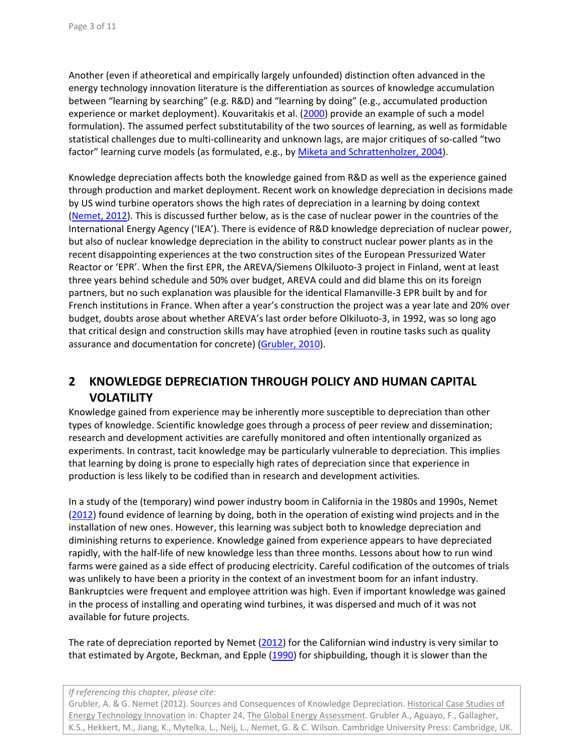Another (even if atheoretical and empirically largely unfounded) distinction often advanced in the energy technology innovation literature is the differentiation as sources of knowledge accumulation between "learning by searching" (e.g. R&D) and "learning by doing" (e.g., accumulated production experience or market deployment). Kouvaritakis et al. (2000) provide an example of such a model formulation). The assumed perfect substitutability of the two sources of learning, as well as formidable statistical challenges due to multi-collinearity and unknown lags, are major critiques of so-called "two factor" learning curve models (as formulated, e.g., by Miketa and Schrattenholzer, 2004).

Knowledge depreciation affects both the knowledge gained from R&D as well as the experience gained through production and market deployment. Recent work on knowledge depreciation in decisions made by US wind turbine operators shows the high rates of depreciation in a learning by doing context (Nemet, 2012). This is discussed further below, as is the case of nuclear power in the countries of the International Energy Agency ('IEA'). There is evidence of R&D knowledge depreciation of nuclear power, but also of nuclear knowledge depreciation in the ability to construct nuclear power plants as in the recent disappointing experiences at the two construction sites of the European Pressurized Water Reactor or 'EPR'. When the first EPR, the AREVA/Siemens Olkiluoto-3 project in Finland, went at least three years behind schedule and 50% over budget, AREVA could and did blame this on its foreign partners, but no such explanation was plausible for the identical Flamanville-3 EPR built by and for French institutions in France. When after a year's construction the project was a year late and 20% over budget, doubts arose about whether AREVA's last order before Olkiluoto-3, in 1992, was so long ago that critical design and construction skills may have atrophied (even in routine tasks such as quality assurance and documentation for concrete) (Grubler, 2010).

## 2 KNOWLEDGE DEPRECIATION THROUGH POLICY AND HUMAN CAPITAL VOLATILITY

Knowledge gained from experience may be inherently more susceptible to depreciation than other types of knowledge. Scientific knowledge goes through a process of peer review and dissemination; research and development activities are carefully monitored and often intentionally organized as experiments. In contrast, tacit knowledge may be particularly vulnerable to depreciation. This implies that learning by doing is prone to especially high rates of depreciation since that experience in production is less likely to be codified than in research and development activities.

In a study of the (temporary) wind power industry boom in California in the 1980s and 1990s, Nemet (2012) found evidence of learning by doing, both in the operation of existing wind projects and in the installation of new ones. However, this learning was subject both to knowledge depreciation and diminishing returns to experience. Knowledge gained from experience appears to have depreciated rapidly, with the half-life of new knowledge less than three months. Lessons about how to run wind farms were gained as a side effect of producing electricity. Careful codification of the outcomes of trials was unlikely to have been a priority in the context of an investment boom for an infant industry. Bankruptcies were frequent and employee attrition was high. Even if important knowledge was gained in the process of installing and operating wind turbines, it was dispersed and much of it was not available for future projects.

The rate of depreciation reported by Nemet (2012) for the Californian wind industry is very similar to that estimated by Argote, Beckman, and Epple (1990) for shipbuilding, though it is slower than the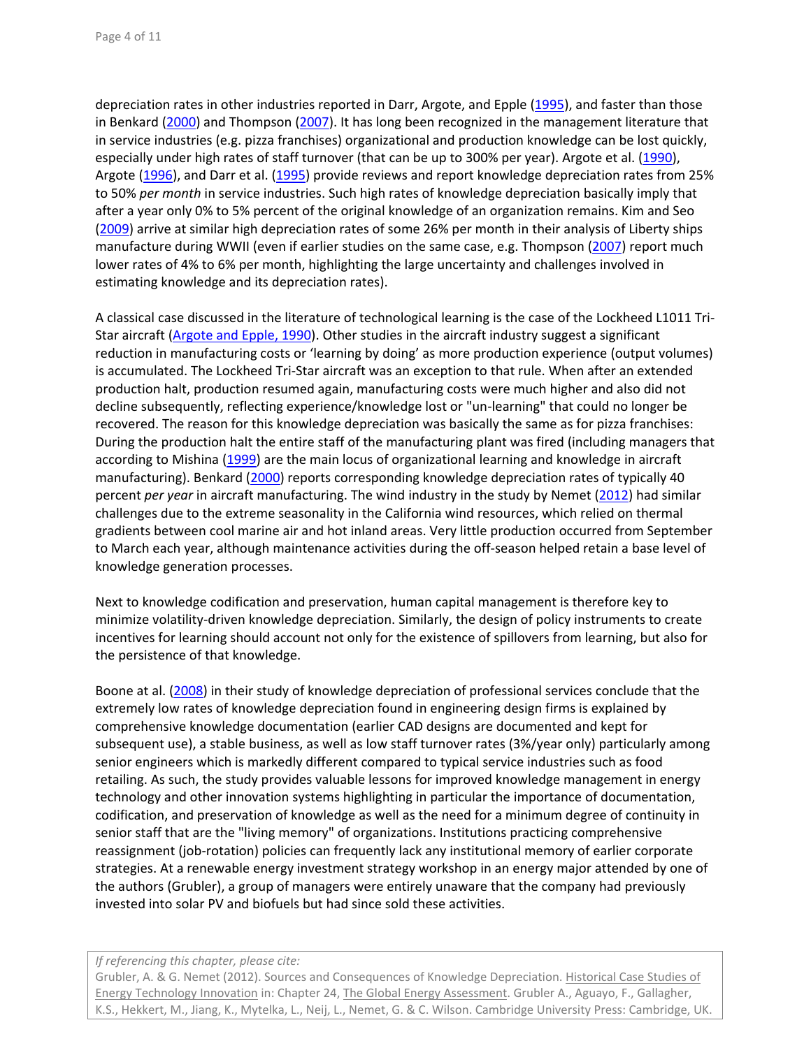depreciation rates in other industries reported in Darr, Argote, and Epple (1995), and faster than those in Benkard (2000) and Thompson (2007). It has long been recognized in the management literature that in service industries (e.g. pizza franchises) organizational and production knowledge can be lost quickly, especially under high rates of staff turnover (that can be up to 300% per year). Argote et al. (1990), Argote (1996), and Darr et al. (1995) provide reviews and report knowledge depreciation rates from 25% to 50% *per month* in service industries. Such high rates of knowledge depreciation basically imply that after a year only 0% to 5% percent of the original knowledge of an organization remains. Kim and Seo (2009) arrive at similar high depreciation rates of some 26% per month in their analysis of Liberty ships manufacture during WWII (even if earlier studies on the same case, e.g. Thompson (2007) report much lower rates of 4% to 6% per month, highlighting the large uncertainty and challenges involved in estimating knowledge and its depreciation rates).

A classical case discussed in the literature of technological learning is the case of the Lockheed L1011 Tri-Star aircraft (Argote and Epple, 1990). Other studies in the aircraft industry suggest a significant reduction in manufacturing costs or 'learning by doing' as more production experience (output volumes) is accumulated. The Lockheed Tri-Star aircraft was an exception to that rule. When after an extended production halt, production resumed again, manufacturing costs were much higher and also did not decline subsequently, reflecting experience/knowledge lost or "un-learning" that could no longer be recovered. The reason for this knowledge depreciation was basically the same as for pizza franchises: During the production halt the entire staff of the manufacturing plant was fired (including managers that according to Mishina (1999) are the main locus of organizational learning and knowledge in aircraft manufacturing). Benkard (2000) reports corresponding knowledge depreciation rates of typically 40 percent *per year* in aircraft manufacturing. The wind industry in the study by Nemet (2012) had similar challenges due to the extreme seasonality in the California wind resources, which relied on thermal gradients between cool marine air and hot inland areas. Very little production occurred from September to March each year, although maintenance activities during the off-season helped retain a base level of knowledge generation processes.

Next to knowledge codification and preservation, human capital management is therefore key to minimize volatility-driven knowledge depreciation. Similarly, the design of policy instruments to create incentives for learning should account not only for the existence of spillovers from learning, but also for the persistence of that knowledge.

Boone at al. (2008) in their study of knowledge depreciation of professional services conclude that the extremely low rates of knowledge depreciation found in engineering design firms is explained by comprehensive knowledge documentation (earlier CAD designs are documented and kept for subsequent use), a stable business, as well as low staff turnover rates (3%/year only) particularly among senior engineers which is markedly different compared to typical service industries such as food retailing. As such, the study provides valuable lessons for improved knowledge management in energy technology and other innovation systems highlighting in particular the importance of documentation, codification, and preservation of knowledge as well as the need for a minimum degree of continuity in senior staff that are the "living memory" of organizations. Institutions practicing comprehensive reassignment (job-rotation) policies can frequently lack any institutional memory of earlier corporate strategies. At a renewable energy investment strategy workshop in an energy major attended by one of the authors (Grubler), a group of managers were entirely unaware that the company had previously invested into solar PV and biofuels but had since sold these activities.

*If referencing this chapter, please cite:*
Grubler, A. & G. Nemet (2012). Sources and Consequences of Knowledge Depreciation. Historical Case Studies of Energy Technology Innovation in: Chapter 24, The Global Energy Assessment. Grubler A., Aguayo, F., Gallagher, K.S., Hekkert, M., Jiang, K., Mytelka, L., Neij, L., Nemet, G. & C. Wilson. Cambridge University Press: Cambridge, UK.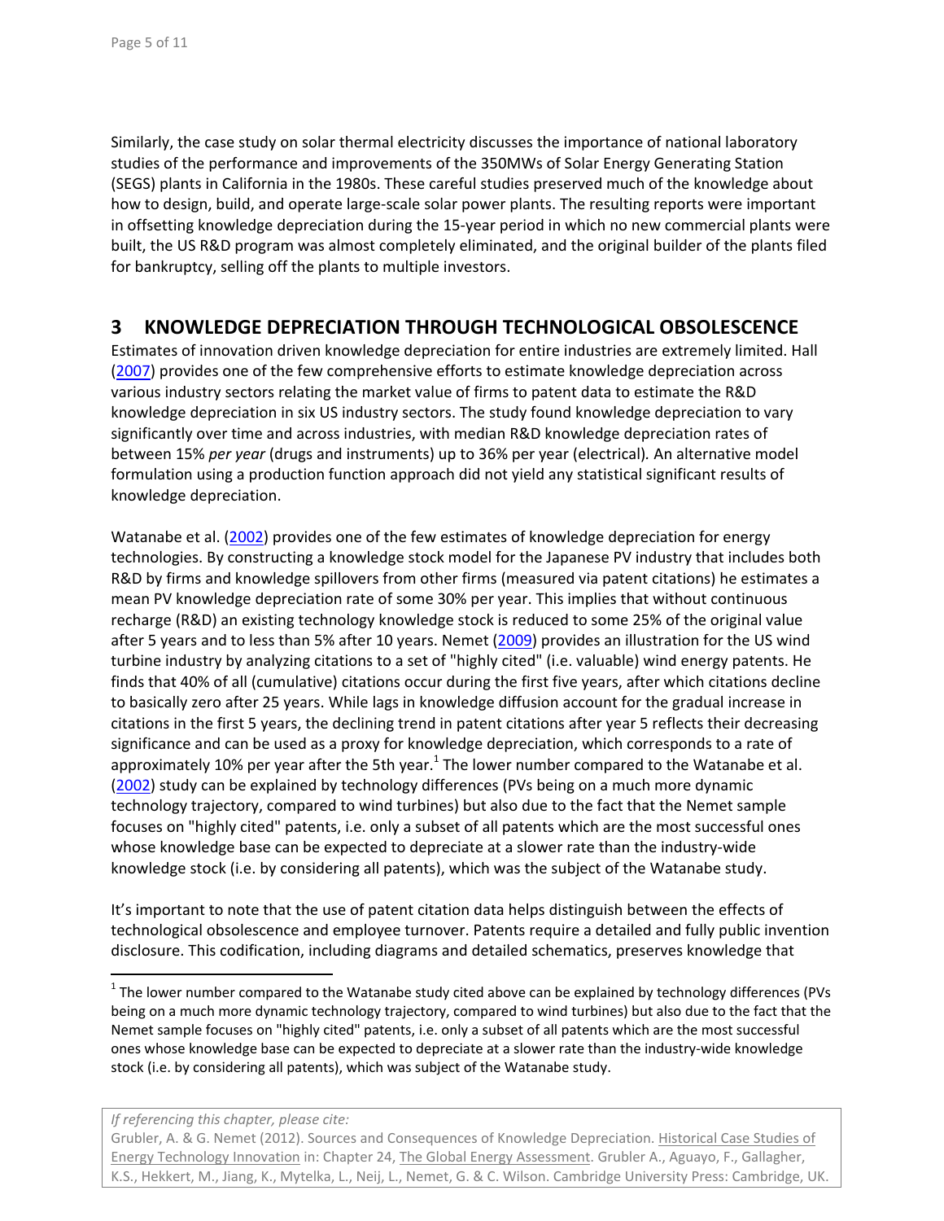Similarly, the case study on solar thermal electricity discusses the importance of national laboratory studies of the performance and improvements of the 350MWs of Solar Energy Generating Station (SEGS) plants in California in the 1980s. These careful studies preserved much of the knowledge about how to design, build, and operate large-scale solar power plants. The resulting reports were important in offsetting knowledge depreciation during the 15-year period in which no new commercial plants were built, the US R&D program was almost completely eliminated, and the original builder of the plants filed for bankruptcy, selling off the plants to multiple investors.

## 3 KNOWLEDGE DEPRECIATION THROUGH TECHNOLOGICAL OBSOLESCENCE

Estimates of innovation driven knowledge depreciation for entire industries are extremely limited. Hall (2007) provides one of the few comprehensive efforts to estimate knowledge depreciation across various industry sectors relating the market value of firms to patent data to estimate the R&D knowledge depreciation in six US industry sectors. The study found knowledge depreciation to vary significantly over time and across industries, with median R&D knowledge depreciation rates of between 15% *per year* (drugs and instruments) up to 36% per year (electrical). An alternative model formulation using a production function approach did not yield any statistical significant results of knowledge depreciation.

Watanabe et al. (2002) provides one of the few estimates of knowledge depreciation for energy technologies. By constructing a knowledge stock model for the Japanese PV industry that includes both R&D by firms and knowledge spillovers from other firms (measured via patent citations) he estimates a mean PV knowledge depreciation rate of some 30% per year. This implies that without continuous recharge (R&D) an existing technology knowledge stock is reduced to some 25% of the original value after 5 years and to less than 5% after 10 years. Nemet (2009) provides an illustration for the US wind turbine industry by analyzing citations to a set of "highly cited" (i.e. valuable) wind energy patents. He finds that 40% of all (cumulative) citations occur during the first five years, after which citations decline to basically zero after 25 years. While lags in knowledge diffusion account for the gradual increase in citations in the first 5 years, the declining trend in patent citations after year 5 reflects their decreasing significance and can be used as a proxy for knowledge depreciation, which corresponds to a rate of approximately 10% per year after the 5th year.[1] The lower number compared to the Watanabe et al. (2002) study can be explained by technology differences (PVs being on a much more dynamic technology trajectory, compared to wind turbines) but also due to the fact that the Nemet sample focuses on "highly cited" patents, i.e. only a subset of all patents which are the most successful ones whose knowledge base can be expected to depreciate at a slower rate than the industry-wide knowledge stock (i.e. by considering all patents), which was the subject of the Watanabe study.

It's important to note that the use of patent citation data helps distinguish between the effects of technological obsolescence and employee turnover. Patents require a detailed and fully public invention disclosure. This codification, including diagrams and detailed schematics, preserves knowledge that

[1] The lower number compared to the Watanabe study cited above can be explained by technology differences (PVs being on a much more dynamic technology trajectory, compared to wind turbines) but also due to the fact that the Nemet sample focuses on "highly cited" patents, i.e. only a subset of all patents which are the most successful ones whose knowledge base can be expected to depreciate at a slower rate than the industry-wide knowledge stock (i.e. by considering all patents), which was subject of the Watanabe study.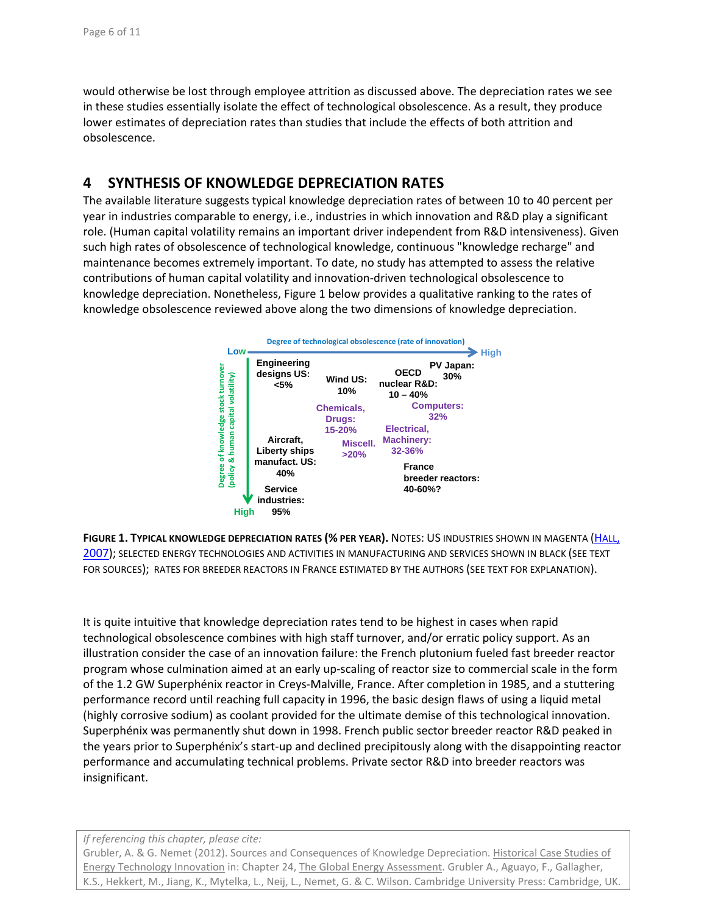would otherwise be lost through employee attrition as discussed above. The depreciation rates we see in these studies essentially isolate the effect of technological obsolescence. As a result, they produce lower estimates of depreciation rates than studies that include the effects of both attrition and obsolescence.

## 4 SYNTHESIS OF KNOWLEDGE DEPRECIATION RATES

The available literature suggests typical knowledge depreciation rates of between 10 to 40 percent per year in industries comparable to energy, i.e., industries in which innovation and R&D play a significant role. (Human capital volatility remains an important driver independent from R&D intensiveness). Given such high rates of obsolescence of technological knowledge, continuous "knowledge recharge" and maintenance becomes extremely important. To date, no study has attempted to assess the relative contributions of human capital volatility and innovation-driven technological obsolescence to knowledge depreciation. Nonetheless, Figure 1 below provides a qualitative ranking to the rates of knowledge obsolescence reviewed above along the two dimensions of knowledge depreciation.

**FIGURE 1. TYPICAL KNOWLEDGE DEPRECIATION RATES (% PER YEAR).** NOTES: US INDUSTRIES SHOWN IN MAGENTA (HALL, 2007); SELECTED ENERGY TECHNOLOGIES AND ACTIVITIES IN MANUFACTURING AND SERVICES SHOWN IN BLACK (SEE TEXT FOR SOURCES); RATES FOR BREEDER REACTORS IN FRANCE ESTIMATED BY THE AUTHORS (SEE TEXT FOR EXPLANATION).

It is quite intuitive that knowledge depreciation rates tend to be highest in cases when rapid technological obsolescence combines with high staff turnover, and/or erratic policy support. As an illustration consider the case of an innovation failure: the French plutonium fueled fast breeder reactor program whose culmination aimed at an early up-scaling of reactor size to commercial scale in the form of the 1.2 GW Superphénix reactor in Creys-Malville, France. After completion in 1985, and a stuttering performance record until reaching full capacity in 1996, the basic design flaws of using a liquid metal (highly corrosive sodium) as coolant provided for the ultimate demise of this technological innovation. Superphénix was permanently shut down in 1998. French public sector breeder reactor R&D peaked in the years prior to Superphénix's start-up and declined precipitously along with the disappointing reactor performance and accumulating technical problems. Private sector R&D into breeder reactors was insignificant.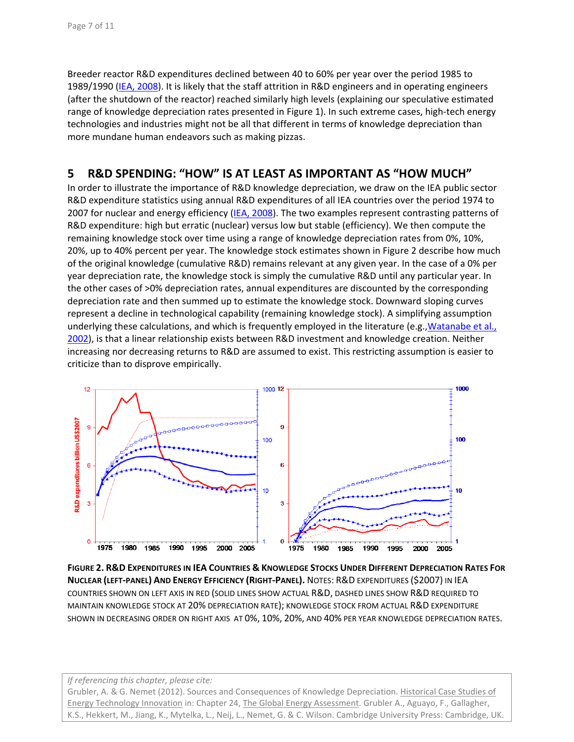Breeder reactor R&D expenditures declined between 40 to 60% per year over the period 1985 to 1989/1990 (IEA, 2008). It is likely that the staff attrition in R&D engineers and in operating engineers (after the shutdown of the reactor) reached similarly high levels (explaining our speculative estimated range of knowledge depreciation rates presented in Figure 1). In such extreme cases, high-tech energy technologies and industries might not be all that different in terms of knowledge depreciation than more mundane human endeavors such as making pizzas.

## 5 R&D SPENDING: "HOW" IS AT LEAST AS IMPORTANT AS "HOW MUCH"

In order to illustrate the importance of R&D knowledge depreciation, we draw on the IEA public sector R&D expenditure statistics using annual R&D expenditures of all IEA countries over the period 1974 to 2007 for nuclear and energy efficiency (IEA, 2008). The two examples represent contrasting patterns of R&D expenditure: high but erratic (nuclear) versus low but stable (efficiency). We then compute the remaining knowledge stock over time using a range of knowledge depreciation rates from 0%, 10%, 20%, up to 40% percent per year. The knowledge stock estimates shown in Figure 2 describe how much of the original knowledge (cumulative R&D) remains relevant at any given year. In the case of a 0% per year depreciation rate, the knowledge stock is simply the cumulative R&D until any particular year. In the other cases of >0% depreciation rates, annual expenditures are discounted by the corresponding depreciation rate and then summed up to estimate the knowledge stock. Downward sloping curves represent a decline in technological capability (remaining knowledge stock). A simplifying assumption underlying these calculations, and which is frequently employed in the literature (e.g., Watanabe et al., 2002), is that a linear relationship exists between R&D investment and knowledge creation. Neither increasing nor decreasing returns to R&D are assumed to exist. This restricting assumption is easier to criticize than to disprove empirically.

**FIGURE 2. R&D EXPENDITURES IN IEA COUNTRIES & KNOWLEDGE STOCKS UNDER DIFFERENT DEPRECIATION RATES FOR NUCLEAR (LEFT-PANEL) AND ENERGY EFFICIENCY (RIGHT-PANEL).** NOTES: R&D EXPENDITURES ($2007) IN IEA COUNTRIES SHOWN ON LEFT AXIS IN RED (SOLID LINES SHOW ACTUAL R&D, DASHED LINES SHOW R&D REQUIRED TO MAINTAIN KNOWLEDGE STOCK AT 20% DEPRECIATION RATE); KNOWLEDGE STOCK FROM ACTUAL R&D EXPENDITURE SHOWN IN DECREASING ORDER ON RIGHT AXIS AT 0%, 10%, 20%, AND 40% PER YEAR KNOWLEDGE DEPRECIATION RATES.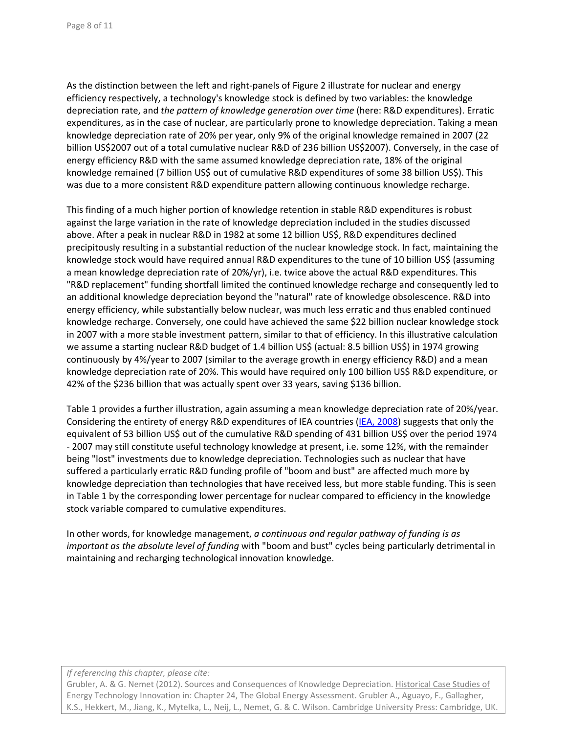As the distinction between the left and right-panels of Figure 2 illustrate for nuclear and energy efficiency respectively, a technology's knowledge stock is defined by two variables: the knowledge depreciation rate, and *the pattern of knowledge generation over time* (here: R&D expenditures). Erratic expenditures, as in the case of nuclear, are particularly prone to knowledge depreciation. Taking a mean knowledge depreciation rate of 20% per year, only 9% of the original knowledge remained in 2007 (22 billion US$2007 out of a total cumulative nuclear R&D of 236 billion US$2007). Conversely, in the case of energy efficiency R&D with the same assumed knowledge depreciation rate, 18% of the original knowledge remained (7 billion US$ out of cumulative R&D expenditures of some 38 billion US$). This was due to a more consistent R&D expenditure pattern allowing continuous knowledge recharge.

This finding of a much higher portion of knowledge retention in stable R&D expenditures is robust against the large variation in the rate of knowledge depreciation included in the studies discussed above. After a peak in nuclear R&D in 1982 at some 12 billion US$, R&D expenditures declined precipitously resulting in a substantial reduction of the nuclear knowledge stock. In fact, maintaining the knowledge stock would have required annual R&D expenditures to the tune of 10 billion US$ (assuming a mean knowledge depreciation rate of 20%/yr), i.e. twice above the actual R&D expenditures. This "R&D replacement" funding shortfall limited the continued knowledge recharge and consequently led to an additional knowledge depreciation beyond the "natural" rate of knowledge obsolescence. R&D into energy efficiency, while substantially below nuclear, was much less erratic and thus enabled continued knowledge recharge. Conversely, one could have achieved the same $22 billion nuclear knowledge stock in 2007 with a more stable investment pattern, similar to that of efficiency. In this illustrative calculation we assume a starting nuclear R&D budget of 1.4 billion US$ (actual: 8.5 billion US$) in 1974 growing continuously by 4%/year to 2007 (similar to the average growth in energy efficiency R&D) and a mean knowledge depreciation rate of 20%. This would have required only 100 billion US$ R&D expenditure, or 42% of the $236 billion that was actually spent over 33 years, saving $136 billion.

Table 1 provides a further illustration, again assuming a mean knowledge depreciation rate of 20%/year. Considering the entirety of energy R&D expenditures of IEA countries (IEA, 2008) suggests that only the equivalent of 53 billion US$ out of the cumulative R&D spending of 431 billion US$ over the period 1974 - 2007 may still constitute useful technology knowledge at present, i.e. some 12%, with the remainder being "lost" investments due to knowledge depreciation. Technologies such as nuclear that have suffered a particularly erratic R&D funding profile of "boom and bust" are affected much more by knowledge depreciation than technologies that have received less, but more stable funding. This is seen in Table 1 by the corresponding lower percentage for nuclear compared to efficiency in the knowledge stock variable compared to cumulative expenditures.

In other words, for knowledge management, *a continuous and regular pathway of funding is as important as the absolute level of funding* with "boom and bust" cycles being particularly detrimental in maintaining and recharging technological innovation knowledge.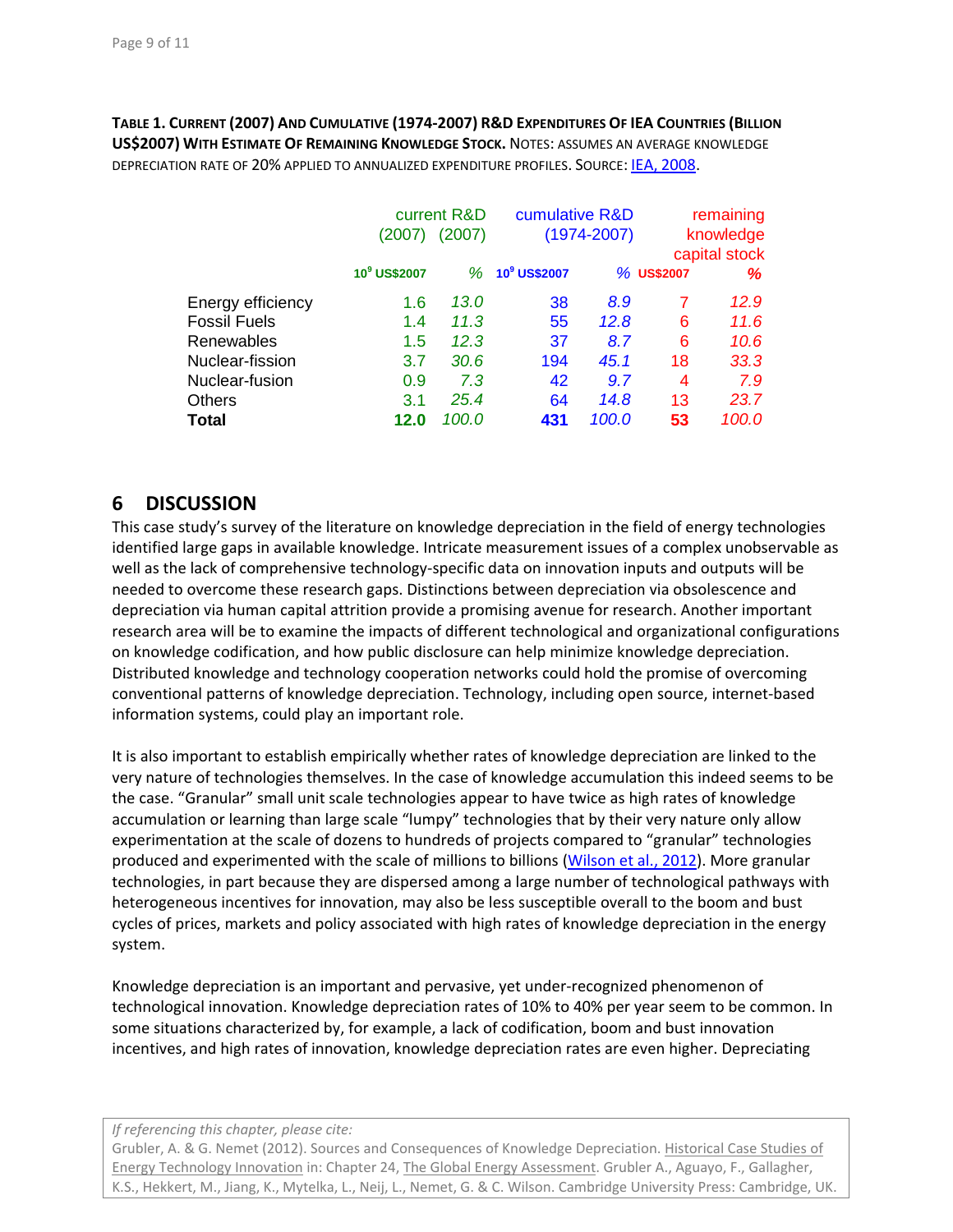**TABLE 1. CURRENT (2007) AND CUMULATIVE (1974-2007) R&D EXPENDITURES OF IEA COUNTRIES (BILLION US$2007) WITH ESTIMATE OF REMAINING KNOWLEDGE STOCK.** NOTES: ASSUMES AN AVERAGE KNOWLEDGE DEPRECIATION RATE OF 20% APPLIED TO ANNUALIZED EXPENDITURE PROFILES. SOURCE: IEA, 2008.

| | current R&D (2007) | (2007) | cumulative R&D (1974-2007) | | remaining knowledge capital stock | |
|---|---|---|---|---|---|---|
| | $10^9$ US$2007 | % | $10^9$ US$2007 | % | US$2007 | % |
| Energy efficiency | 1.6 | 13.0 | 38 | 8.9 | 7 | 12.9 |
| Fossil Fuels | 1.4 | 11.3 | 55 | 12.8 | 6 | 11.6 |
| Renewables | 1.5 | 12.3 | 37 | 8.7 | 6 | 10.6 |
| Nuclear-fission | 3.7 | 30.6 | 194 | 45.1 | 18 | 33.3 |
| Nuclear-fusion | 0.9 | 7.3 | 42 | 9.7 | 4 | 7.9 |
| Others | 3.1 | 25.4 | 64 | 14.8 | 13 | 23.7 |
| **Total** | **12.0** | 100.0 | **431** | 100.0 | **53** | 100.0 |

## 6 DISCUSSION

This case study's survey of the literature on knowledge depreciation in the field of energy technologies identified large gaps in available knowledge. Intricate measurement issues of a complex unobservable as well as the lack of comprehensive technology-specific data on innovation inputs and outputs will be needed to overcome these research gaps. Distinctions between depreciation via obsolescence and depreciation via human capital attrition provide a promising avenue for research. Another important research area will be to examine the impacts of different technological and organizational configurations on knowledge codification, and how public disclosure can help minimize knowledge depreciation. Distributed knowledge and technology cooperation networks could hold the promise of overcoming conventional patterns of knowledge depreciation. Technology, including open source, internet-based information systems, could play an important role.

It is also important to establish empirically whether rates of knowledge depreciation are linked to the very nature of technologies themselves. In the case of knowledge accumulation this indeed seems to be the case. "Granular" small unit scale technologies appear to have twice as high rates of knowledge accumulation or learning than large scale "lumpy" technologies that by their very nature only allow experimentation at the scale of dozens to hundreds of projects compared to "granular" technologies produced and experimented with the scale of millions to billions (Wilson et al., 2012). More granular technologies, in part because they are dispersed among a large number of technological pathways with heterogeneous incentives for innovation, may also be less susceptible overall to the boom and bust cycles of prices, markets and policy associated with high rates of knowledge depreciation in the energy system.

Knowledge depreciation is an important and pervasive, yet under-recognized phenomenon of technological innovation. Knowledge depreciation rates of 10% to 40% per year seem to be common. In some situations characterized by, for example, a lack of codification, boom and bust innovation incentives, and high rates of innovation, knowledge depreciation rates are even higher. Depreciating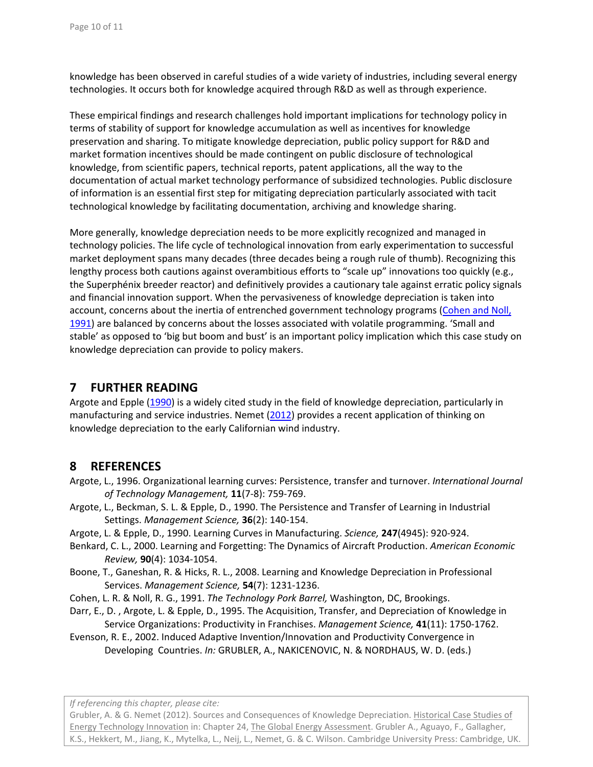knowledge has been observed in careful studies of a wide variety of industries, including several energy technologies. It occurs both for knowledge acquired through R&D as well as through experience.

These empirical findings and research challenges hold important implications for technology policy in terms of stability of support for knowledge accumulation as well as incentives for knowledge preservation and sharing. To mitigate knowledge depreciation, public policy support for R&D and market formation incentives should be made contingent on public disclosure of technological knowledge, from scientific papers, technical reports, patent applications, all the way to the documentation of actual market technology performance of subsidized technologies. Public disclosure of information is an essential first step for mitigating depreciation particularly associated with tacit technological knowledge by facilitating documentation, archiving and knowledge sharing.

More generally, knowledge depreciation needs to be more explicitly recognized and managed in technology policies. The life cycle of technological innovation from early experimentation to successful market deployment spans many decades (three decades being a rough rule of thumb). Recognizing this lengthy process both cautions against overambitious efforts to "scale up" innovations too quickly (e.g., the Superphénix breeder reactor) and definitively provides a cautionary tale against erratic policy signals and financial innovation support. When the pervasiveness of knowledge depreciation is taken into account, concerns about the inertia of entrenched government technology programs (Cohen and Noll, 1991) are balanced by concerns about the losses associated with volatile programming. 'Small and stable' as opposed to 'big but boom and bust' is an important policy implication which this case study on knowledge depreciation can provide to policy makers.

## 7 FURTHER READING

Argote and Epple (1990) is a widely cited study in the field of knowledge depreciation, particularly in manufacturing and service industries. Nemet (2012) provides a recent application of thinking on knowledge depreciation to the early Californian wind industry.

## 8 REFERENCES

Argote, L., 1996. Organizational learning curves: Persistence, transfer and turnover. *International Journal of Technology Management,* **11**(7-8): 759-769.

Argote, L., Beckman, S. L. & Epple, D., 1990. The Persistence and Transfer of Learning in Industrial Settings. *Management Science,* **36**(2): 140-154.

Argote, L. & Epple, D., 1990. Learning Curves in Manufacturing. *Science,* **247**(4945): 920-924.

Benkard, C. L., 2000. Learning and Forgetting: The Dynamics of Aircraft Production. *American Economic Review,* **90**(4): 1034-1054.

Boone, T., Ganeshan, R. & Hicks, R. L., 2008. Learning and Knowledge Depreciation in Professional Services. *Management Science,* **54**(7): 1231-1236.

Cohen, L. R. & Noll, R. G., 1991. *The Technology Pork Barrel,* Washington, DC, Brookings.

Darr, E., D. , Argote, L. & Epple, D., 1995. The Acquisition, Transfer, and Depreciation of Knowledge in Service Organizations: Productivity in Franchises. *Management Science,* **41**(11): 1750-1762.

Evenson, R. E., 2002. Induced Adaptive Invention/Innovation and Productivity Convergence in Developing Countries. *In:* GRUBLER, A., NAKICENOVIC, N. & NORDHAUS, W. D. (eds.)

*If referencing this chapter, please cite:*
Grubler, A. & G. Nemet (2012). Sources and Consequences of Knowledge Depreciation. Historical Case Studies of Energy Technology Innovation in: Chapter 24, The Global Energy Assessment. Grubler A., Aguayo, F., Gallagher, K.S., Hekkert, M., Jiang, K., Mytelka, L., Neij, L., Nemet, G. & C. Wilson. Cambridge University Press: Cambridge, UK.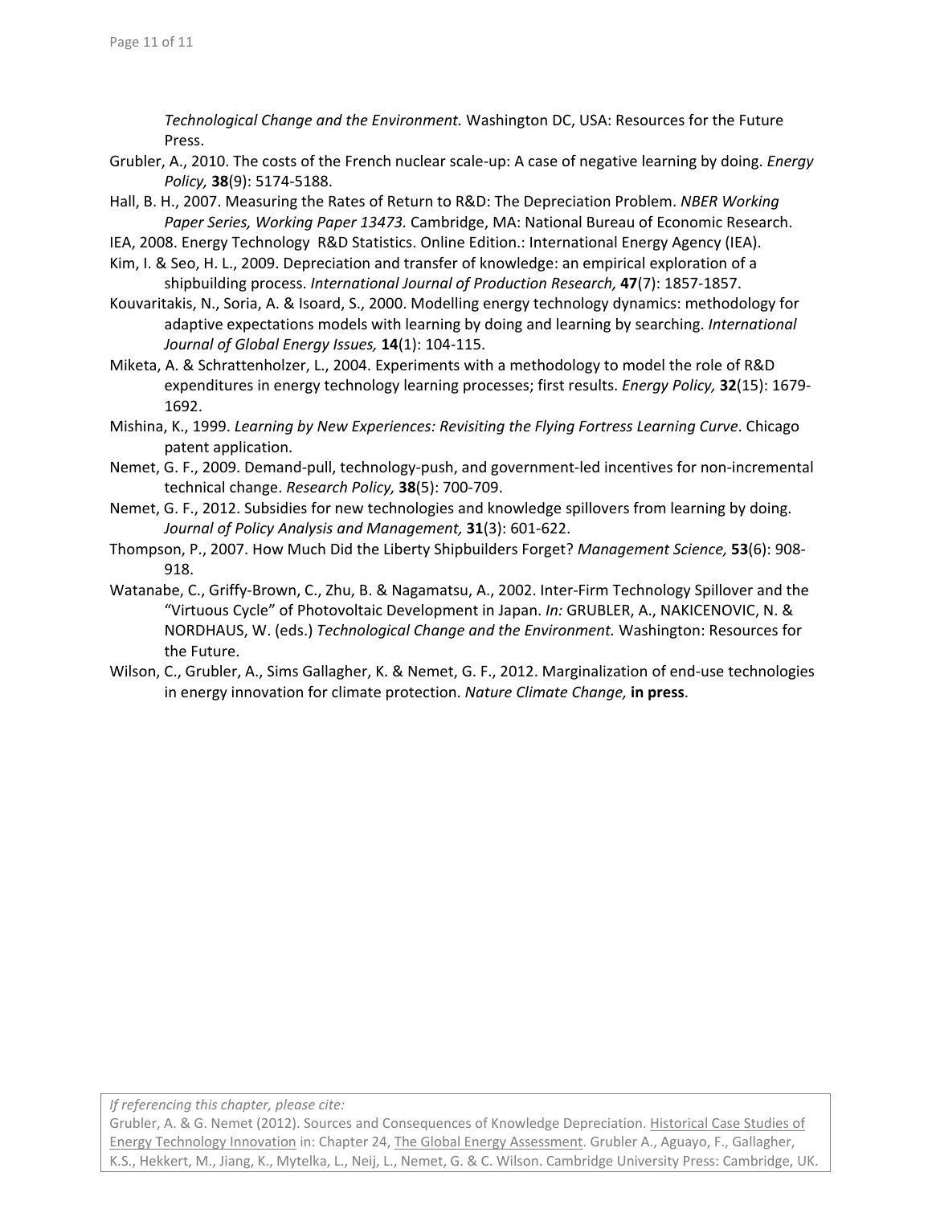*Technological Change and the Environment.* Washington DC, USA: Resources for the Future Press.

Grubler, A., 2010. The costs of the French nuclear scale-up: A case of negative learning by doing. *Energy Policy,* **38**(9): 5174-5188.

Hall, B. H., 2007. Measuring the Rates of Return to R&D: The Depreciation Problem. *NBER Working Paper Series, Working Paper 13473.* Cambridge, MA: National Bureau of Economic Research.

IEA, 2008. Energy Technology R&D Statistics. Online Edition.: International Energy Agency (IEA).

Kim, I. & Seo, H. L., 2009. Depreciation and transfer of knowledge: an empirical exploration of a shipbuilding process. *International Journal of Production Research,* **47**(7): 1857-1857.

Kouvaritakis, N., Soria, A. & Isoard, S., 2000. Modelling energy technology dynamics: methodology for adaptive expectations models with learning by doing and learning by searching. *International Journal of Global Energy Issues,* **14**(1): 104-115.

Miketa, A. & Schrattenholzer, L., 2004. Experiments with a methodology to model the role of R&D expenditures in energy technology learning processes; first results. *Energy Policy,* **32**(15): 1679-1692.

Mishina, K., 1999. *Learning by New Experiences: Revisiting the Flying Fortress Learning Curve*. Chicago patent application.

Nemet, G. F., 2009. Demand-pull, technology-push, and government-led incentives for non-incremental technical change. *Research Policy,* **38**(5): 700-709.

Nemet, G. F., 2012. Subsidies for new technologies and knowledge spillovers from learning by doing. *Journal of Policy Analysis and Management,* **31**(3): 601-622.

Thompson, P., 2007. How Much Did the Liberty Shipbuilders Forget? *Management Science,* **53**(6): 908-918.

Watanabe, C., Griffy-Brown, C., Zhu, B. & Nagamatsu, A., 2002. Inter-Firm Technology Spillover and the "Virtuous Cycle" of Photovoltaic Development in Japan. *In:* GRUBLER, A., NAKICENOVIC, N. & NORDHAUS, W. (eds.) *Technological Change and the Environment.* Washington: Resources for the Future.

Wilson, C., Grubler, A., Sims Gallagher, K. & Nemet, G. F., 2012. Marginalization of end-use technologies in energy innovation for climate protection. *Nature Climate Change,* **in press**.

*If referencing this chapter, please cite:*
Grubler, A. & G. Nemet (2012). Sources and Consequences of Knowledge Depreciation. Historical Case Studies of Energy Technology Innovation in: Chapter 24, The Global Energy Assessment. Grubler A., Aguayo, F., Gallagher, K.S., Hekkert, M., Jiang, K., Mytelka, L., Neij, L., Nemet, G. & C. Wilson. Cambridge University Press: Cambridge, UK.